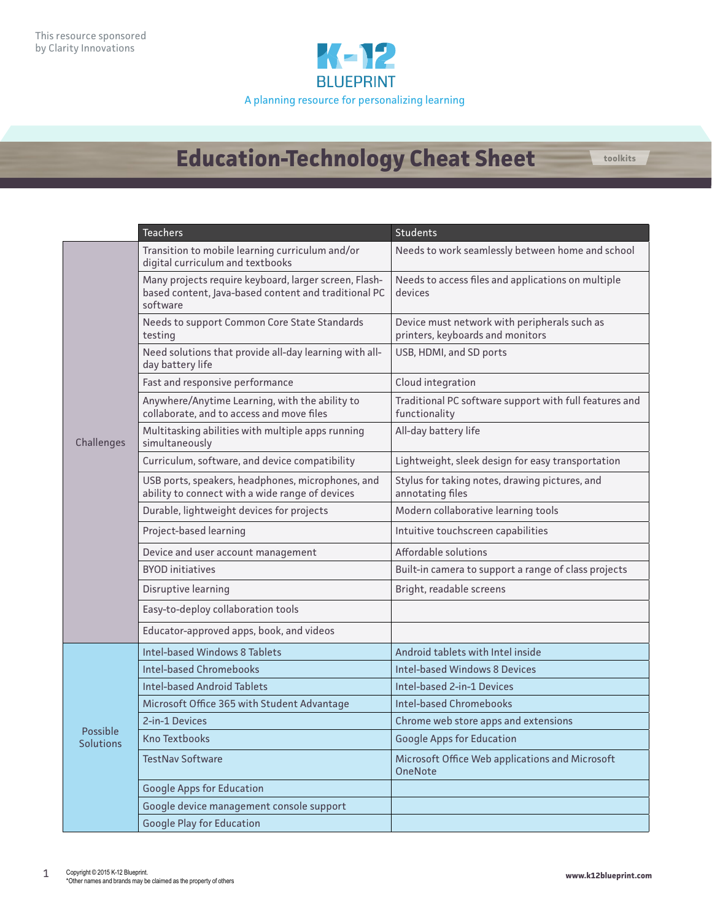This resource sponsored by Clarity Innovations

K-12 BLUEPRINT

A planning resource for personalizing learning

# Education-Technology Cheat Sheet

toolkits

| | Teachers | Students |
|---|---|---|
| Challenges | Transition to mobile learning curriculum and/or digital curriculum and textbooks | Needs to work seamlessly between home and school |
| | Many projects require keyboard, larger screen, Flash-based content, Java-based content and traditional PC software | Needs to access files and applications on multiple devices |
| | Needs to support Common Core State Standards testing | Device must network with peripherals such as printers, keyboards and monitors |
| | Need solutions that provide all-day learning with all-day battery life | USB, HDMI, and SD ports |
| | Fast and responsive performance | Cloud integration |
| | Anywhere/Anytime Learning, with the ability to collaborate, and to access and move files | Traditional PC software support with full features and functionality |
| | Multitasking abilities with multiple apps running simultaneously | All-day battery life |
| | Curriculum, software, and device compatibility | Lightweight, sleek design for easy transportation |
| | USB ports, speakers, headphones, microphones, and ability to connect with a wide range of devices | Stylus for taking notes, drawing pictures, and annotating files |
| | Durable, lightweight devices for projects | Modern collaborative learning tools |
| | Project-based learning | Intuitive touchscreen capabilities |
| | Device and user account management | Affordable solutions |
| | BYOD initiatives | Built-in camera to support a range of class projects |
| | Disruptive learning | Bright, readable screens |
| | Easy-to-deploy collaboration tools | |
| | Educator-approved apps, book, and videos | |
| Possible Solutions | Intel-based Windows 8 Tablets | Android tablets with Intel inside |
| | Intel-based Chromebooks | Intel-based Windows 8 Devices |
| | Intel-based Android Tablets | Intel-based 2-in-1 Devices |
| | Microsoft Office 365 with Student Advantage | Intel-based Chromebooks |
| | 2-in-1 Devices | Chrome web store apps and extensions |
| | Kno Textbooks | Google Apps for Education |
| | TestNav Software | Microsoft Office Web applications and Microsoft OneNote |
| | Google Apps for Education | |
| | Google device management console support | |
| | Google Play for Education | |

Copyright © 2015 K-12 Blueprint.
*Other names and brands may be claimed as the property of others

www.k12blueprint.com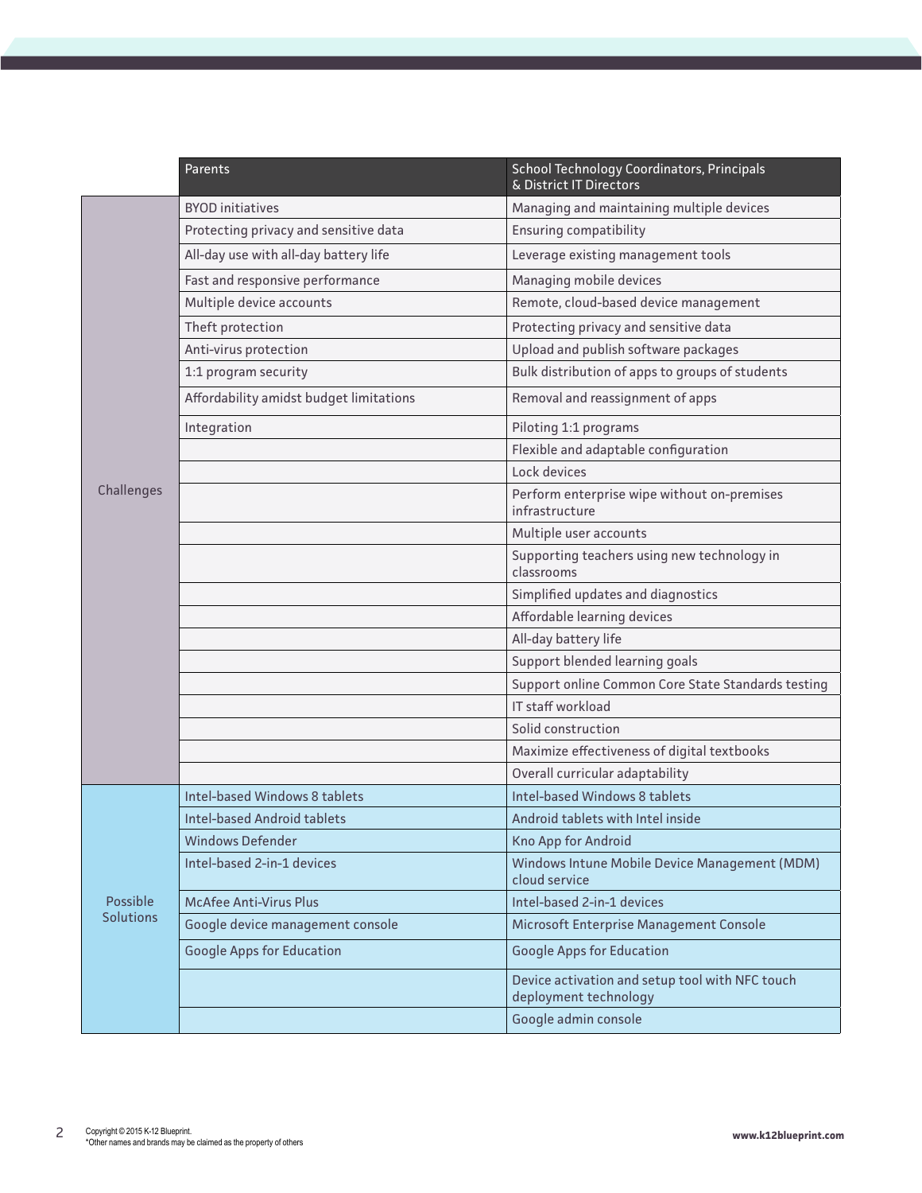| | Parents | School Technology Coordinators, Principals & District IT Directors |
|---|---|---|
| Challenges | BYOD initiatives | Managing and maintaining multiple devices |
| | Protecting privacy and sensitive data | Ensuring compatibility |
| | All-day use with all-day battery life | Leverage existing management tools |
| | Fast and responsive performance | Managing mobile devices |
| | Multiple device accounts | Remote, cloud-based device management |
| | Theft protection | Protecting privacy and sensitive data |
| | Anti-virus protection | Upload and publish software packages |
| | 1:1 program security | Bulk distribution of apps to groups of students |
| | Affordability amidst budget limitations | Removal and reassignment of apps |
| | Integration | Piloting 1:1 programs |
| | | Flexible and adaptable configuration |
| | | Lock devices |
| | | Perform enterprise wipe without on-premises infrastructure |
| | | Multiple user accounts |
| | | Supporting teachers using new technology in classrooms |
| | | Simplified updates and diagnostics |
| | | Affordable learning devices |
| | | All-day battery life |
| | | Support blended learning goals |
| | | Support online Common Core State Standards testing |
| | | IT staff workload |
| | | Solid construction |
| | | Maximize effectiveness of digital textbooks |
| | | Overall curricular adaptability |
| Possible Solutions | Intel-based Windows 8 tablets | Intel-based Windows 8 tablets |
| | Intel-based Android tablets | Android tablets with Intel inside |
| | Windows Defender | Kno App for Android |
| | Intel-based 2-in-1 devices | Windows Intune Mobile Device Management (MDM) cloud service |
| | McAfee Anti-Virus Plus | Intel-based 2-in-1 devices |
| | Google device management console | Microsoft Enterprise Management Console |
| | Google Apps for Education | Google Apps for Education |
| | | Device activation and setup tool with NFC touch deployment technology |
| | | Google admin console |

Copyright © 2015 K-12 Blueprint.
*Other names and brands may be claimed as the property of others

www.k12blueprint.com